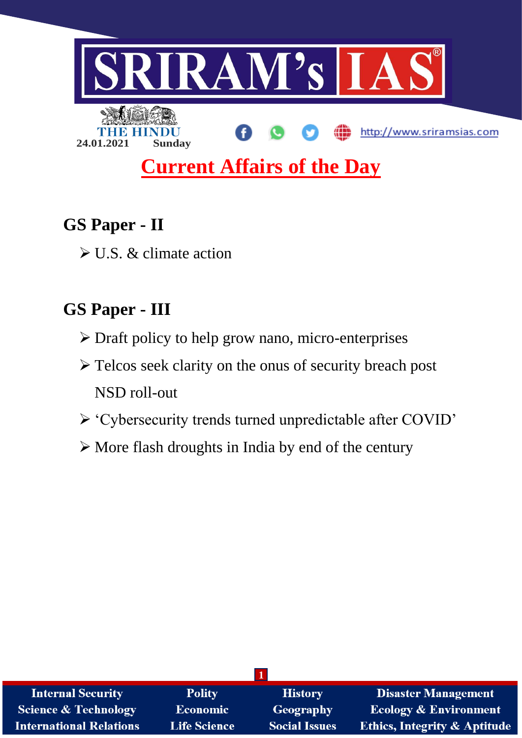24.01.2021 Sunday

# Current Affairs of the Day

## GS Paper - II

- U.S. & climate action

## GS Paper - III

- Draft policy to help grow nano, micro-enterprises
- Telcos seek clarity on the onus of security breach post NSD roll-out
- 'Cybersecurity trends turned unpredictable after COVID'
- More flash droughts in India by end of the century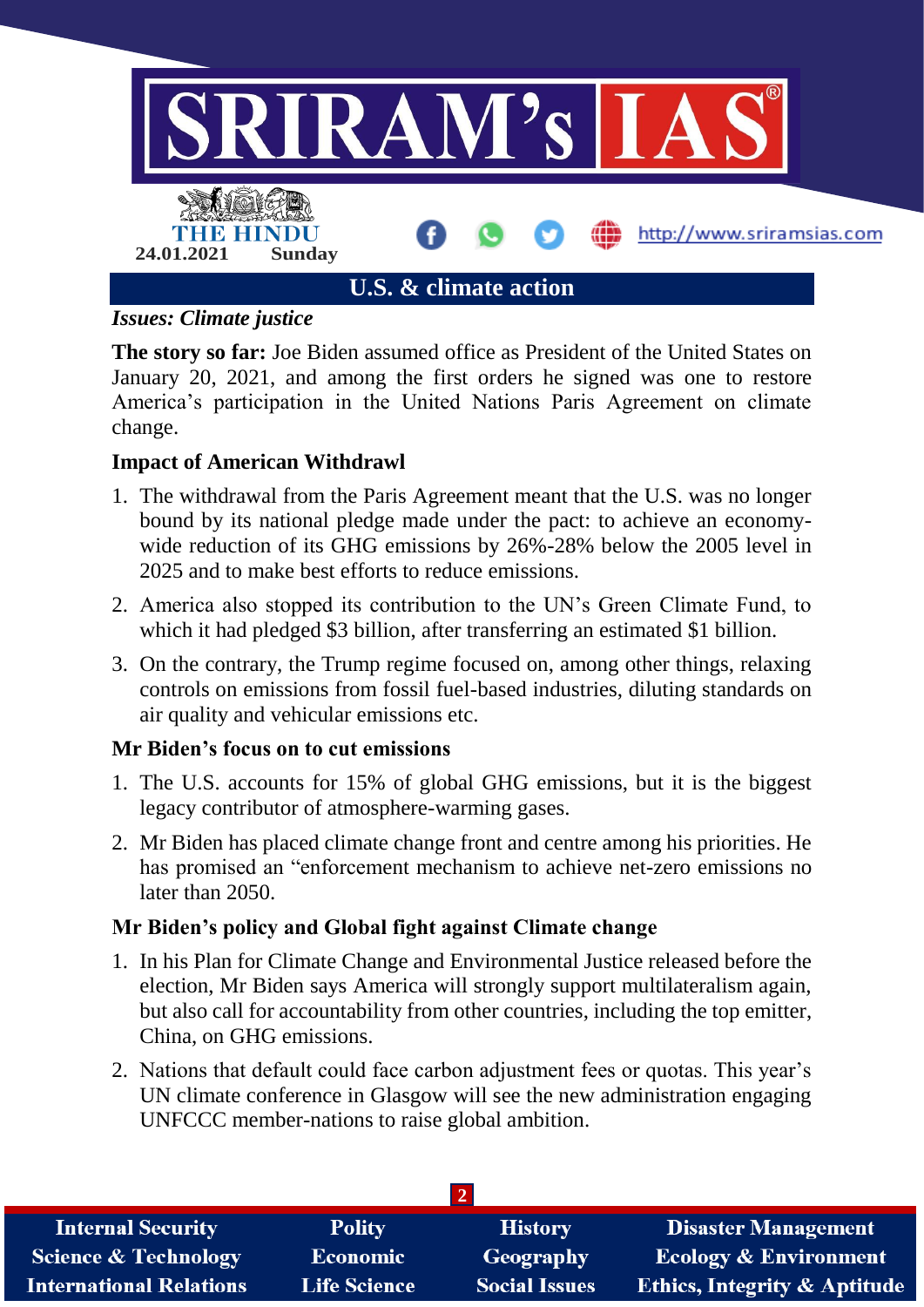## U.S. & climate action

*Issues: Climate justice*

**The story so far:** Joe Biden assumed office as President of the United States on January 20, 2021, and among the first orders he signed was one to restore America's participation in the United Nations Paris Agreement on climate change.

### Impact of American Withdrawl

1. The withdrawal from the Paris Agreement meant that the U.S. was no longer bound by its national pledge made under the pact: to achieve an economy-wide reduction of its GHG emissions by 26%-28% below the 2005 level in 2025 and to make best efforts to reduce emissions.
2. America also stopped its contribution to the UN's Green Climate Fund, to which it had pledged $3 billion, after transferring an estimated $1 billion.
3. On the contrary, the Trump regime focused on, among other things, relaxing controls on emissions from fossil fuel-based industries, diluting standards on air quality and vehicular emissions etc.

### Mr Biden's focus on to cut emissions

1. The U.S. accounts for 15% of global GHG emissions, but it is the biggest legacy contributor of atmosphere-warming gases.
2. Mr Biden has placed climate change front and centre among his priorities. He has promised an "enforcement mechanism to achieve net-zero emissions no later than 2050.

### Mr Biden's policy and Global fight against Climate change

1. In his Plan for Climate Change and Environmental Justice released before the election, Mr Biden says America will strongly support multilateralism again, but also call for accountability from other countries, including the top emitter, China, on GHG emissions.
2. Nations that default could face carbon adjustment fees or quotas. This year's UN climate conference in Glasgow will see the new administration engaging UNFCCC member-nations to raise global ambition.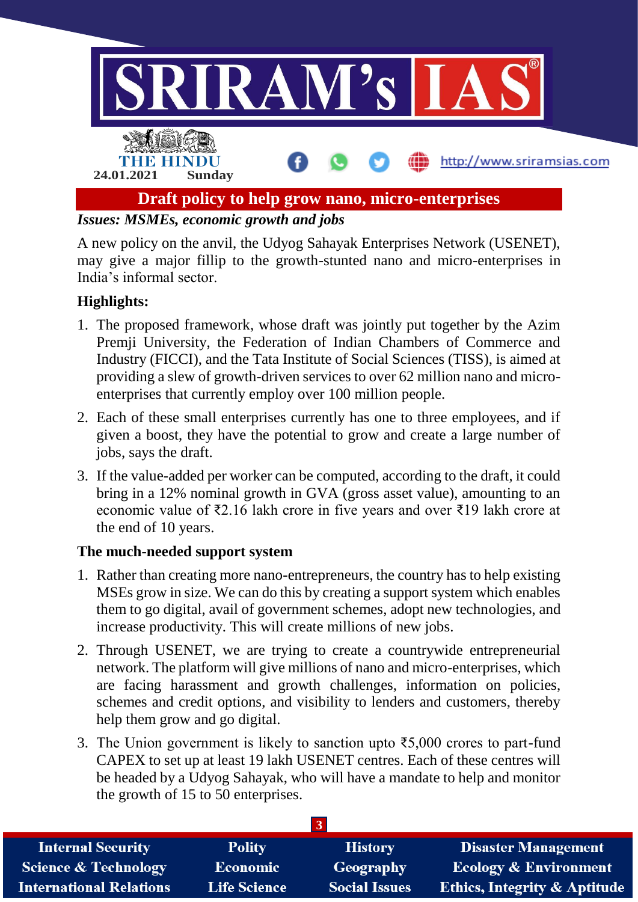## Draft policy to help grow nano, micro-enterprises

***Issues: MSMEs, economic growth and jobs***

A new policy on the anvil, the Udyog Sahayak Enterprises Network (USENET), may give a major fillip to the growth-stunted nano and micro-enterprises in India's informal sector.

### Highlights:

1. The proposed framework, whose draft was jointly put together by the Azim Premji University, the Federation of Indian Chambers of Commerce and Industry (FICCI), and the Tata Institute of Social Sciences (TISS), is aimed at providing a slew of growth-driven services to over 62 million nano and micro-enterprises that currently employ over 100 million people.
2. Each of these small enterprises currently has one to three employees, and if given a boost, they have the potential to grow and create a large number of jobs, says the draft.
3. If the value-added per worker can be computed, according to the draft, it could bring in a 12% nominal growth in GVA (gross asset value), amounting to an economic value of ₹2.16 lakh crore in five years and over ₹19 lakh crore at the end of 10 years.

### The much-needed support system

1. Rather than creating more nano-entrepreneurs, the country has to help existing MSEs grow in size. We can do this by creating a support system which enables them to go digital, avail of government schemes, adopt new technologies, and increase productivity. This will create millions of new jobs.
2. Through USENET, we are trying to create a countrywide entrepreneurial network. The platform will give millions of nano and micro-enterprises, which are facing harassment and growth challenges, information on policies, schemes and credit options, and visibility to lenders and customers, thereby help them grow and go digital.
3. The Union government is likely to sanction upto ₹5,000 crores to part-fund CAPEX to set up at least 19 lakh USENET centres. Each of these centres will be headed by a Udyog Sahayak, who will have a mandate to help and monitor the growth of 15 to 50 enterprises.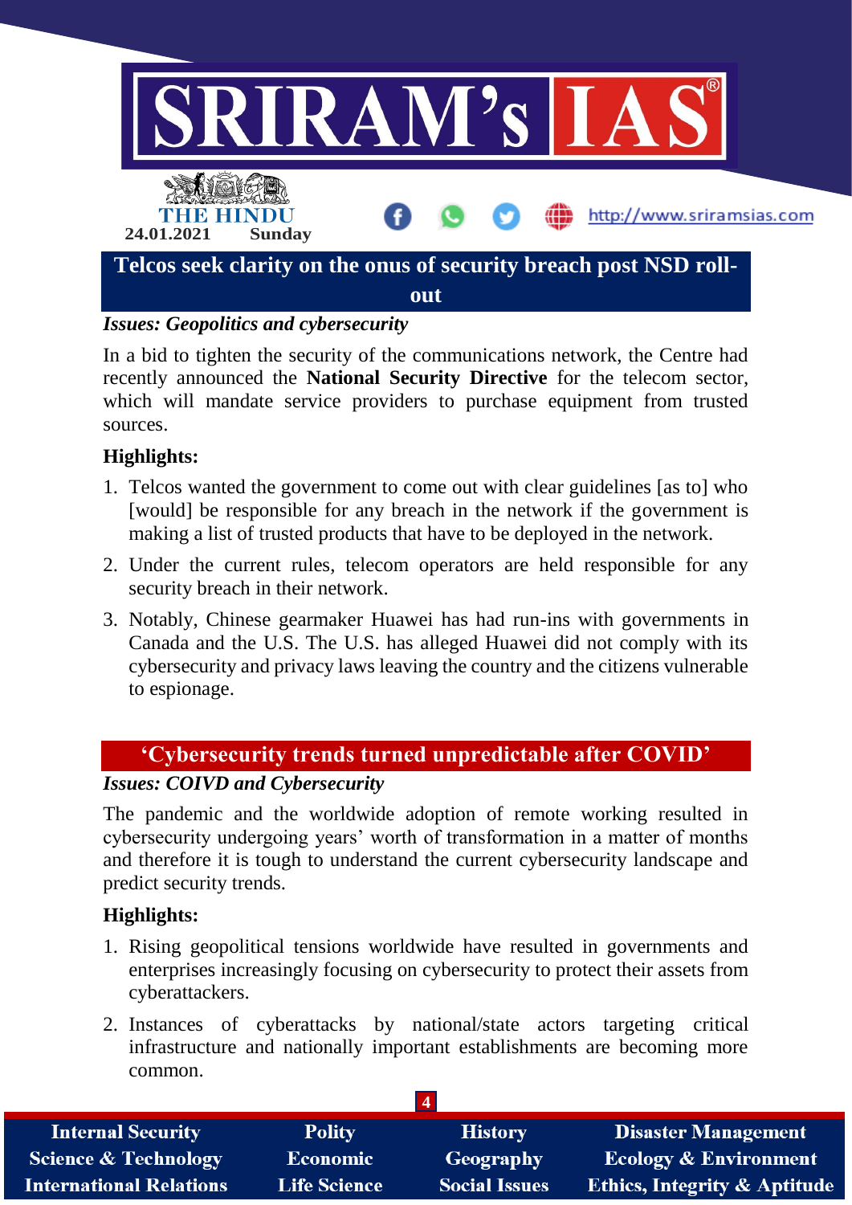## Telcos seek clarity on the onus of security breach post NSD roll-out

***Issues: Geopolitics and cybersecurity***

In a bid to tighten the security of the communications network, the Centre had recently announced the **National Security Directive** for the telecom sector, which will mandate service providers to purchase equipment from trusted sources.

**Highlights:**

1. Telcos wanted the government to come out with clear guidelines [as to] who [would] be responsible for any breach in the network if the government is making a list of trusted products that have to be deployed in the network.
2. Under the current rules, telecom operators are held responsible for any security breach in their network.
3. Notably, Chinese gearmaker Huawei has had run-ins with governments in Canada and the U.S. The U.S. has alleged Huawei did not comply with its cybersecurity and privacy laws leaving the country and the citizens vulnerable to espionage.

## 'Cybersecurity trends turned unpredictable after COVID'

***Issues: COIVD and Cybersecurity***

The pandemic and the worldwide adoption of remote working resulted in cybersecurity undergoing years' worth of transformation in a matter of months and therefore it is tough to understand the current cybersecurity landscape and predict security trends.

**Highlights:**

1. Rising geopolitical tensions worldwide have resulted in governments and enterprises increasingly focusing on cybersecurity to protect their assets from cyberattackers.
2. Instances of cyberattacks by national/state actors targeting critical infrastructure and nationally important establishments are becoming more common.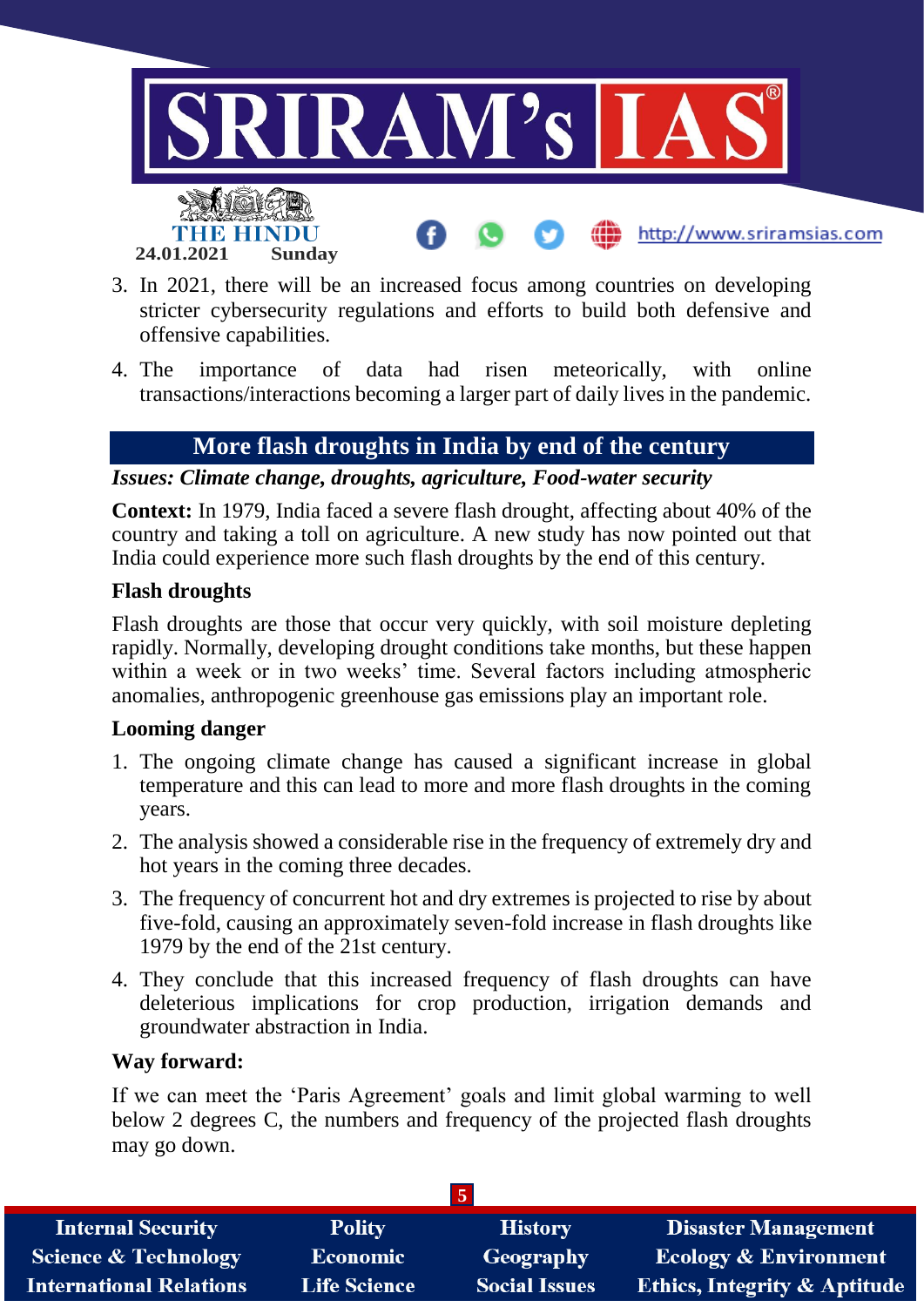3. In 2021, there will be an increased focus among countries on developing stricter cybersecurity regulations and efforts to build both defensive and offensive capabilities.
4. The importance of data had risen meteorically, with online transactions/interactions becoming a larger part of daily lives in the pandemic.

## More flash droughts in India by end of the century

***Issues: Climate change, droughts, agriculture, Food-water security***

**Context:** In 1979, India faced a severe flash drought, affecting about 40% of the country and taking a toll on agriculture. A new study has now pointed out that India could experience more such flash droughts by the end of this century.

### Flash droughts

Flash droughts are those that occur very quickly, with soil moisture depleting rapidly. Normally, developing drought conditions take months, but these happen within a week or in two weeks' time. Several factors including atmospheric anomalies, anthropogenic greenhouse gas emissions play an important role.

### Looming danger

1. The ongoing climate change has caused a significant increase in global temperature and this can lead to more and more flash droughts in the coming years.
2. The analysis showed a considerable rise in the frequency of extremely dry and hot years in the coming three decades.
3. The frequency of concurrent hot and dry extremes is projected to rise by about five-fold, causing an approximately seven-fold increase in flash droughts like 1979 by the end of the 21st century.
4. They conclude that this increased frequency of flash droughts can have deleterious implications for crop production, irrigation demands and groundwater abstraction in India.

### Way forward:

If we can meet the 'Paris Agreement' goals and limit global warming to well below 2 degrees C, the numbers and frequency of the projected flash droughts may go down.